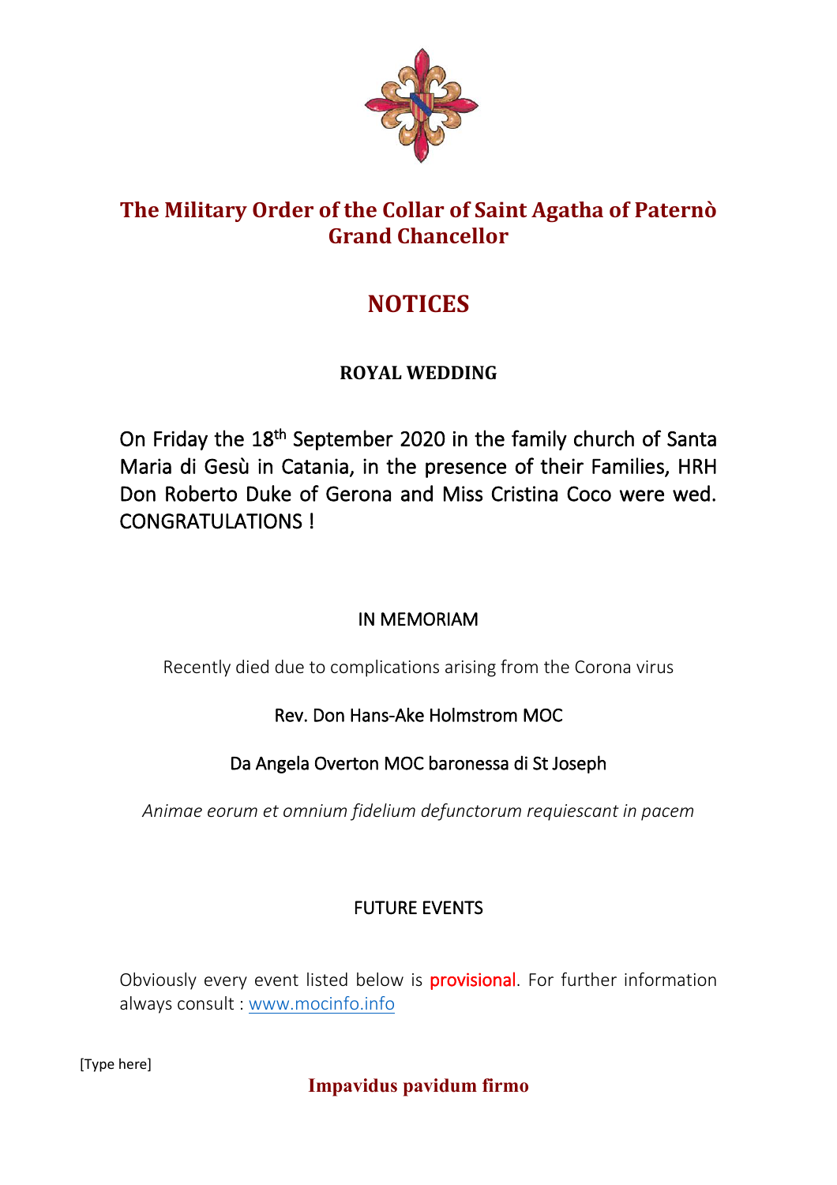# The Military Order of the Collar of Saint Agatha of Paternò
## Grand Chancellor

# NOTICES

### ROYAL WEDDING

On Friday the 18th September 2020 in the family church of Santa Maria di Gesù in Catania, in the presence of their Families, HRH Don Roberto Duke of Gerona and Miss Cristina Coco were wed. CONGRATULATIONS !

### IN MEMORIAM

Recently died due to complications arising from the Corona virus

Rev. Don Hans-Ake Holmstrom MOC

Da Angela Overton MOC baronessa di St Joseph

*Animae eorum et omnium fidelium defunctorum requiescant in pacem*

### FUTURE EVENTS

Obviously every event listed below is provisional. For further information always consult : [www.mocinfo.info](http://www.mocinfo.info)

[Type here]

**Impavidus pavidum firmo**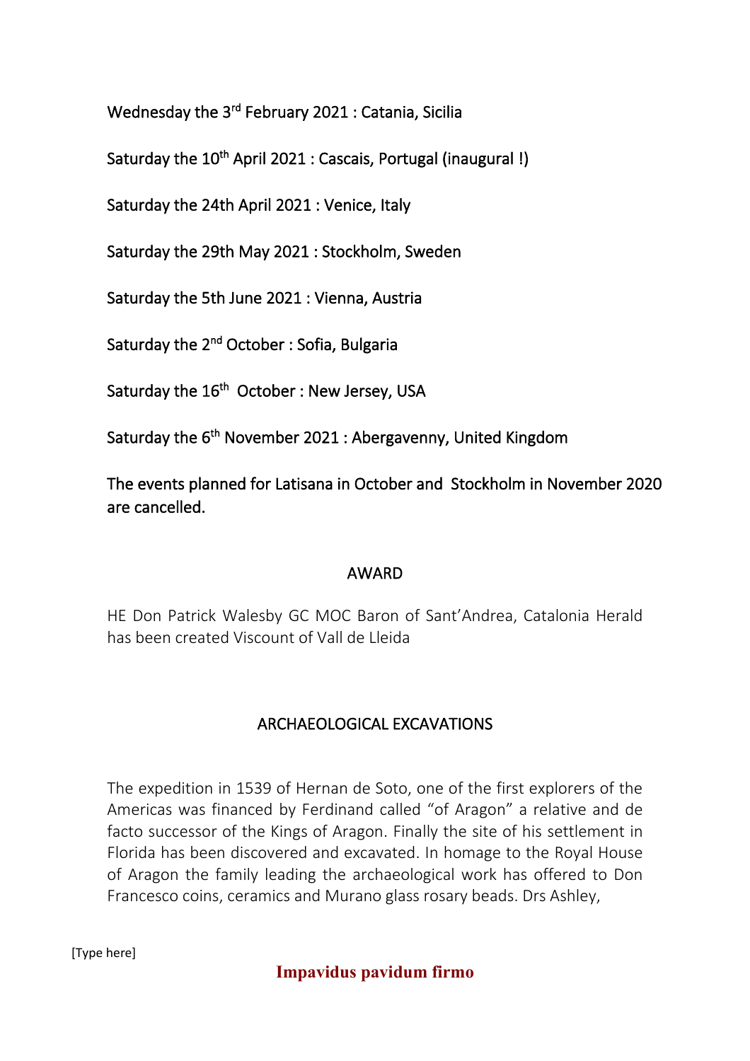Wednesday the 3rd February 2021 : Catania, Sicilia

Saturday the 10th April 2021 : Cascais, Portugal (inaugural !)

Saturday the 24th April 2021 : Venice, Italy

Saturday the 29th May 2021 : Stockholm, Sweden

Saturday the 5th June 2021 : Vienna, Austria

Saturday the 2nd October : Sofia, Bulgaria

Saturday the 16th  October : New Jersey, USA

Saturday the 6th November 2021 : Abergavenny, United Kingdom

The events planned for Latisana in October and  Stockholm in November 2020 are cancelled.

## AWARD

HE Don Patrick Walesby GC MOC Baron of Sant'Andrea, Catalonia Herald has been created Viscount of Vall de Lleida

## ARCHAEOLOGICAL EXCAVATIONS

The expedition in 1539 of Hernan de Soto, one of the first explorers of the Americas was financed by Ferdinand called "of Aragon" a relative and de facto successor of the Kings of Aragon. Finally the site of his settlement in Florida has been discovered and excavated. In homage to the Royal House of Aragon the family leading the archaeological work has offered to Don Francesco coins, ceramics and Murano glass rosary beads. Drs Ashley,

**Impavidus pavidum firmo**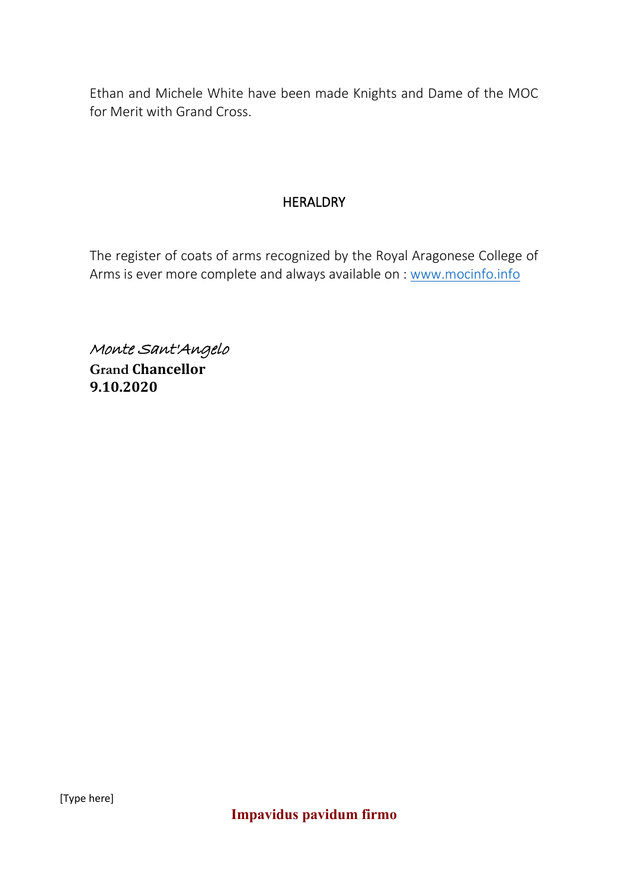Ethan and Michele White have been made Knights and Dame of the MOC for Merit with Grand Cross.

## HERALDRY

The register of coats of arms recognized by the Royal Aragonese College of Arms is ever more complete and always available on : [www.mocinfo.info](http://www.mocinfo.info)

*Monte Sant'Angelo*
**Grand Chancellor**
**9.10.2020**

**Impavidus pavidum firmo**